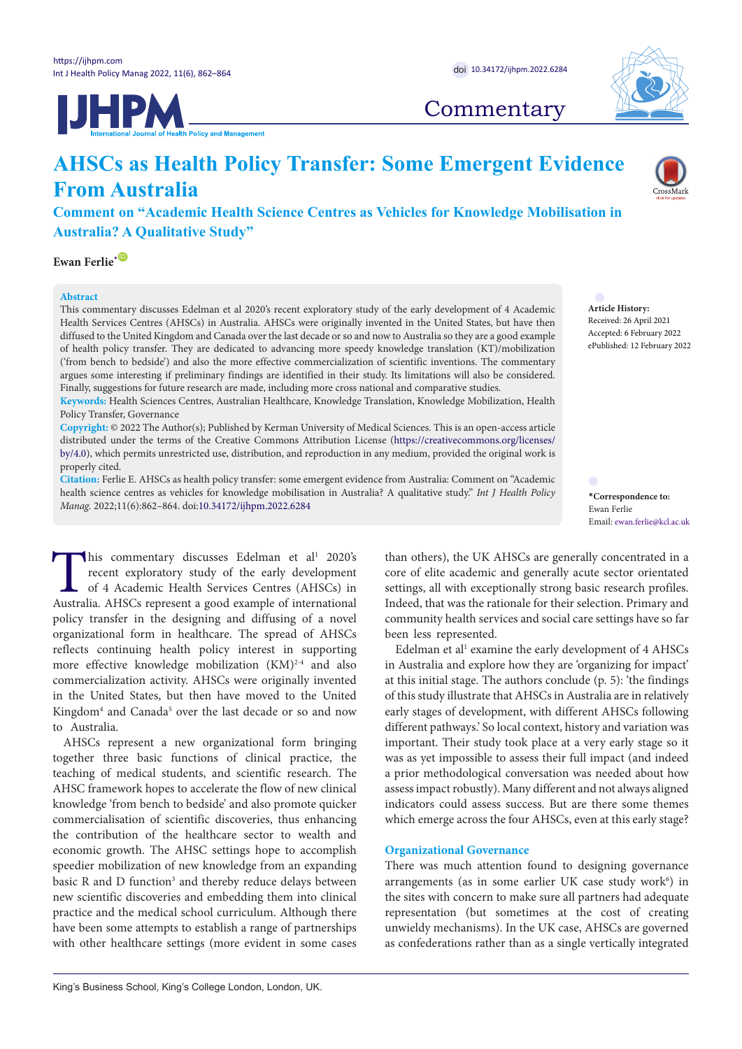# AHSCs as Health Policy Transfer: Some Emergent Evidence From Australia

## Comment on "Academic Health Science Centres as Vehicles for Knowledge Mobilisation in Australia? A Qualitative Study"

**Ewan Ferlie***

**Abstract**

This commentary discusses Edelman et al 2020's recent exploratory study of the early development of 4 Academic Health Services Centres (AHSCs) in Australia. AHSCs were originally invented in the United States, but have then diffused to the United Kingdom and Canada over the last decade or so and now to Australia so they are a good example of health policy transfer. They are dedicated to advancing more speedy knowledge translation (KT)/mobilization ('from bench to bedside') and also the more effective commercialization of scientific inventions. The commentary argues some interesting if preliminary findings are identified in their study. Its limitations will also be considered. Finally, suggestions for future research are made, including more cross national and comparative studies.

**Keywords:** Health Sciences Centres, Australian Healthcare, Knowledge Translation, Knowledge Mobilization, Health Policy Transfer, Governance

**Copyright:** © 2022 The Author(s); Published by Kerman University of Medical Sciences. This is an open-access article distributed under the terms of the Creative Commons Attribution License (https://creativecommons.org/licenses/by/4.0), which permits unrestricted use, distribution, and reproduction in any medium, provided the original work is properly cited.

**Citation:** Ferlie E. AHSCs as health policy transfer: some emergent evidence from Australia: Comment on "Academic health science centres as vehicles for knowledge mobilisation in Australia? A qualitative study." *Int J Health Policy Manag.* 2022;11(6):862–864. doi:10.34172/ijhpm.2022.6284

**Article History:**
Received: 26 April 2021
Accepted: 6 February 2022
ePublished: 12 February 2022

***Correspondence to:**
Ewan Ferlie
Email: ewan.ferlie@kcl.ac.uk

This commentary discusses Edelman et al[1] 2020's recent exploratory study of the early development of 4 Academic Health Services Centres (AHSCs) in Australia. AHSCs represent a good example of international policy transfer in the designing and diffusing of a novel organizational form in healthcare. The spread of AHSCs reflects continuing health policy interest in supporting more effective knowledge mobilization (KM)[2-4] and also commercialization activity. AHSCs were originally invented in the United States, but then have moved to the United Kingdom[4] and Canada[5] over the last decade or so and now to Australia.

AHSCs represent a new organizational form bringing together three basic functions of clinical practice, the teaching of medical students, and scientific research. The AHSC framework hopes to accelerate the flow of new clinical knowledge 'from bench to bedside' and also promote quicker commercialisation of scientific discoveries, thus enhancing the contribution of the healthcare sector to wealth and economic growth. The AHSC settings hope to accomplish speedier mobilization of new knowledge from an expanding basic R and D function[3] and thereby reduce delays between new scientific discoveries and embedding them into clinical practice and the medical school curriculum. Although there have been some attempts to establish a range of partnerships with other healthcare settings (more evident in some cases than others), the UK AHSCs are generally concentrated in a core of elite academic and generally acute sector orientated settings, all with exceptionally strong basic research profiles. Indeed, that was the rationale for their selection. Primary and community health services and social care settings have so far been less represented.

Edelman et al[1] examine the early development of 4 AHSCs in Australia and explore how they are 'organizing for impact' at this initial stage. The authors conclude (p. 5): 'the findings of this study illustrate that AHSCs in Australia are in relatively early stages of development, with different AHSCs following different pathways.' So local context, history and variation was important. Their study took place at a very early stage so it was as yet impossible to assess their full impact (and indeed a prior methodological conversation was needed about how assess impact robustly). Many different and not always aligned indicators could assess success. But are there some themes which emerge across the four AHSCs, even at this early stage?

## Organizational Governance

There was much attention found to designing governance arrangements (as in some earlier UK case study work[6]) in the sites with concern to make sure all partners had adequate representation (but sometimes at the cost of creating unwieldy mechanisms). In the UK case, AHSCs are governed as confederations rather than as a single vertically integrated

King's Business School, King's College London, London, UK.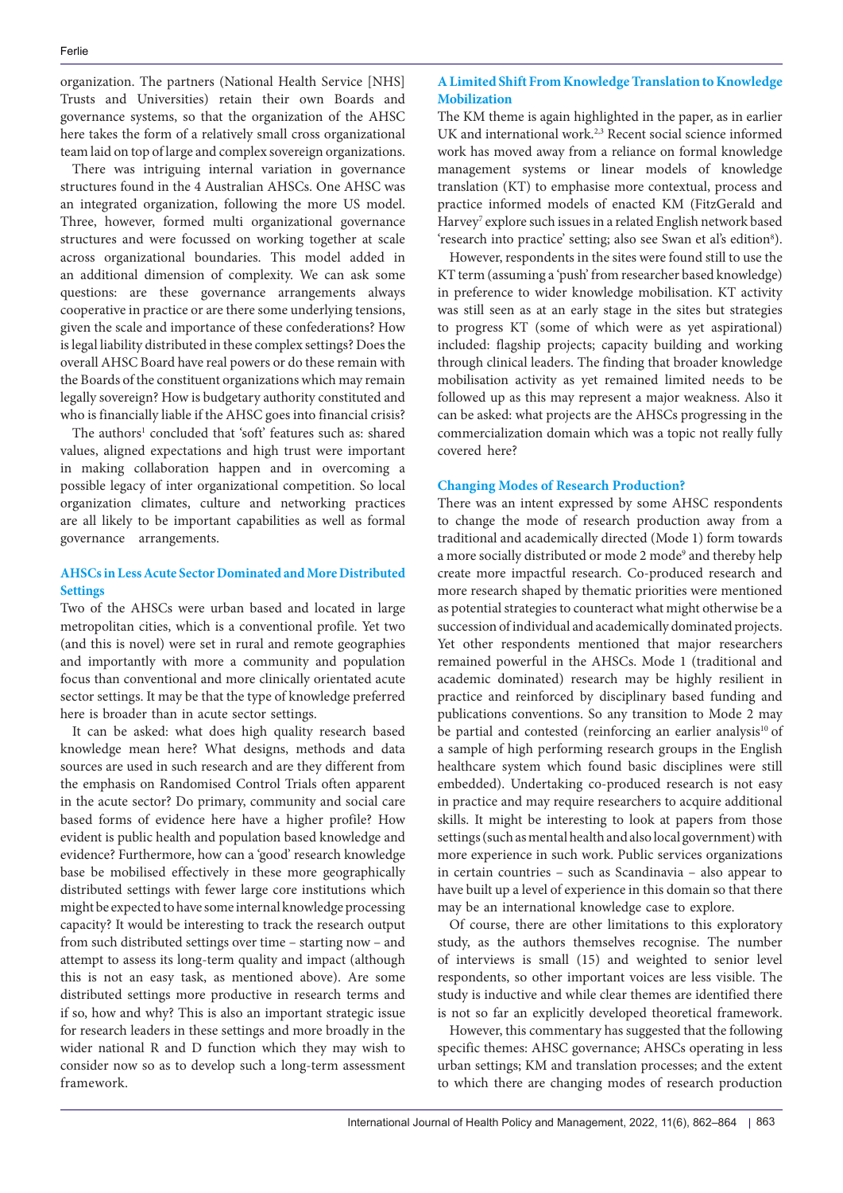organization. The partners (National Health Service [NHS] Trusts and Universities) retain their own Boards and governance systems, so that the organization of the AHSC here takes the form of a relatively small cross organizational team laid on top of large and complex sovereign organizations.

There was intriguing internal variation in governance structures found in the 4 Australian AHSCs. One AHSC was an integrated organization, following the more US model. Three, however, formed multi organizational governance structures and were focussed on working together at scale across organizational boundaries. This model added in an additional dimension of complexity. We can ask some questions: are these governance arrangements always cooperative in practice or are there some underlying tensions, given the scale and importance of these confederations? How is legal liability distributed in these complex settings? Does the overall AHSC Board have real powers or do these remain with the Boards of the constituent organizations which may remain legally sovereign? How is budgetary authority constituted and who is financially liable if the AHSC goes into financial crisis?

The authors[1] concluded that 'soft' features such as: shared values, aligned expectations and high trust were important in making collaboration happen and in overcoming a possible legacy of inter organizational competition. So local organization climates, culture and networking practices are all likely to be important capabilities as well as formal governance arrangements.

### AHSCs in Less Acute Sector Dominated and More Distributed Settings

Two of the AHSCs were urban based and located in large metropolitan cities, which is a conventional profile. Yet two (and this is novel) were set in rural and remote geographies and importantly with more a community and population focus than conventional and more clinically orientated acute sector settings. It may be that the type of knowledge preferred here is broader than in acute sector settings.

It can be asked: what does high quality research based knowledge mean here? What designs, methods and data sources are used in such research and are they different from the emphasis on Randomised Control Trials often apparent in the acute sector? Do primary, community and social care based forms of evidence here have a higher profile? How evident is public health and population based knowledge and evidence? Furthermore, how can a 'good' research knowledge base be mobilised effectively in these more geographically distributed settings with fewer large core institutions which might be expected to have some internal knowledge processing capacity? It would be interesting to track the research output from such distributed settings over time – starting now – and attempt to assess its long-term quality and impact (although this is not an easy task, as mentioned above). Are some distributed settings more productive in research terms and if so, how and why? This is also an important strategic issue for research leaders in these settings and more broadly in the wider national R and D function which they may wish to consider now so as to develop such a long-term assessment framework.

### A Limited Shift From Knowledge Translation to Knowledge Mobilization

The KM theme is again highlighted in the paper, as in earlier UK and international work.[2,3] Recent social science informed work has moved away from a reliance on formal knowledge management systems or linear models of knowledge translation (KT) to emphasise more contextual, process and practice informed models of enacted KM (FitzGerald and Harvey[7] explore such issues in a related English network based 'research into practice' setting; also see Swan et al's edition[8]).

However, respondents in the sites were found still to use the KT term (assuming a 'push' from researcher based knowledge) in preference to wider knowledge mobilisation. KT activity was still seen as at an early stage in the sites but strategies to progress KT (some of which were as yet aspirational) included: flagship projects; capacity building and working through clinical leaders. The finding that broader knowledge mobilisation activity as yet remained limited needs to be followed up as this may represent a major weakness. Also it can be asked: what projects are the AHSCs progressing in the commercialization domain which was a topic not really fully covered here?

### Changing Modes of Research Production?

There was an intent expressed by some AHSC respondents to change the mode of research production away from a traditional and academically directed (Mode 1) form towards a more socially distributed or mode 2 mode[9] and thereby help create more impactful research. Co-produced research and more research shaped by thematic priorities were mentioned as potential strategies to counteract what might otherwise be a succession of individual and academically dominated projects. Yet other respondents mentioned that major researchers remained powerful in the AHSCs. Mode 1 (traditional and academic dominated) research may be highly resilient in practice and reinforced by disciplinary based funding and publications conventions. So any transition to Mode 2 may be partial and contested (reinforcing an earlier analysis[10] of a sample of high performing research groups in the English healthcare system which found basic disciplines were still embedded). Undertaking co-produced research is not easy in practice and may require researchers to acquire additional skills. It might be interesting to look at papers from those settings (such as mental health and also local government) with more experience in such work. Public services organizations in certain countries – such as Scandinavia – also appear to have built up a level of experience in this domain so that there may be an international knowledge case to explore.

Of course, there are other limitations to this exploratory study, as the authors themselves recognise. The number of interviews is small (15) and weighted to senior level respondents, so other important voices are less visible. The study is inductive and while clear themes are identified there is not so far an explicitly developed theoretical framework.

However, this commentary has suggested that the following specific themes: AHSC governance; AHSCs operating in less urban settings; KM and translation processes; and the extent to which there are changing modes of research production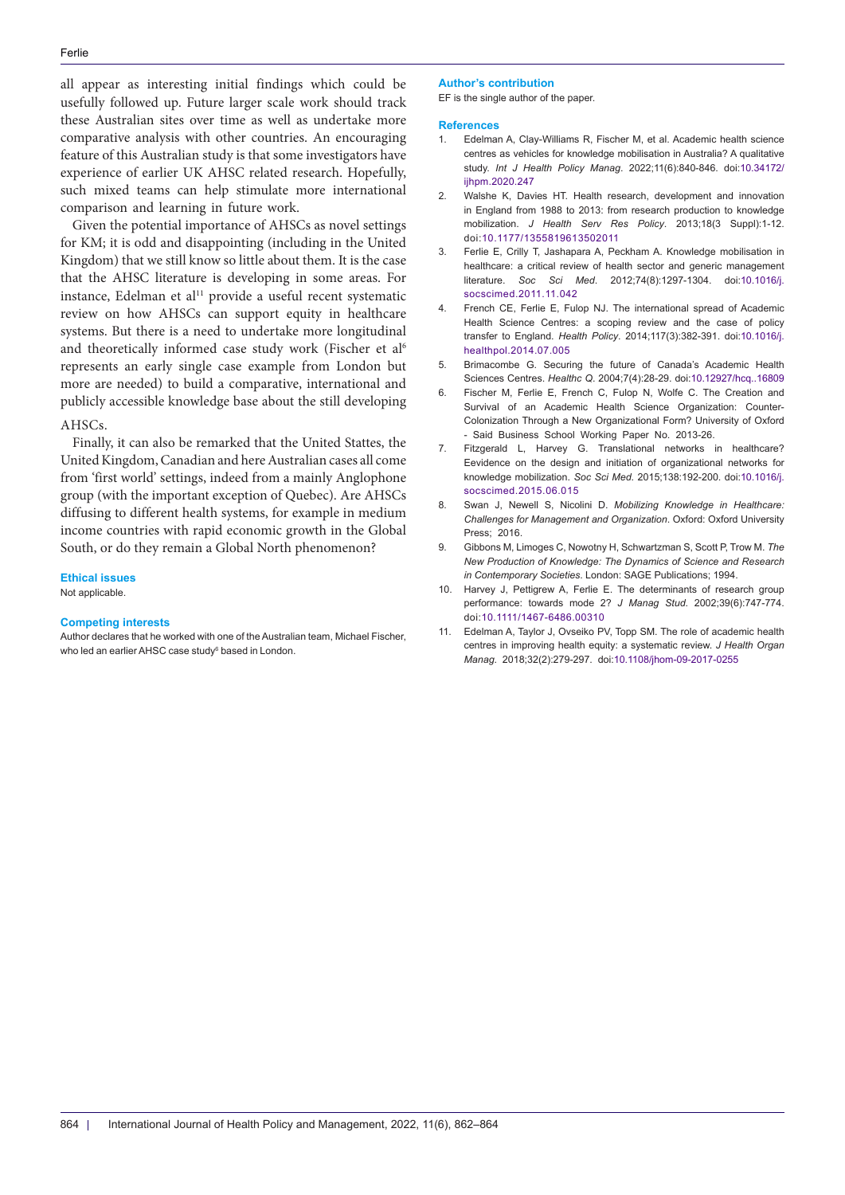all appear as interesting initial findings which could be usefully followed up. Future larger scale work should track these Australian sites over time as well as undertake more comparative analysis with other countries. An encouraging feature of this Australian study is that some investigators have experience of earlier UK AHSC related research. Hopefully, such mixed teams can help stimulate more international comparison and learning in future work.

Given the potential importance of AHSCs as novel settings for KM; it is odd and disappointing (including in the United Kingdom) that we still know so little about them. It is the case that the AHSC literature is developing in some areas. For instance, Edelman et al[11] provide a useful recent systematic review on how AHSCs can support equity in healthcare systems. But there is a need to undertake more longitudinal and theoretically informed case study work (Fischer et al[6] represents an early single case example from London but more are needed) to build a comparative, international and publicly accessible knowledge base about the still developing AHSCs.

Finally, it can also be remarked that the United Stattes, the United Kingdom, Canadian and here Australian cases all come from 'first world' settings, indeed from a mainly Anglophone group (with the important exception of Quebec). Are AHSCs diffusing to different health systems, for example in medium income countries with rapid economic growth in the Global South, or do they remain a Global North phenomenon?

#### Ethical issues

Not applicable.

#### Competing interests

Author declares that he worked with one of the Australian team, Michael Fischer, who led an earlier AHSC case study[6] based in London.

#### Author's contribution

EF is the single author of the paper.

#### References

1. Edelman A, Clay-Williams R, Fischer M, et al. Academic health science centres as vehicles for knowledge mobilisation in Australia? A qualitative study. *Int J Health Policy Manag*. 2022;11(6):840-846. doi:10.34172/ijhpm.2020.247
2. Walshe K, Davies HT. Health research, development and innovation in England from 1988 to 2013: from research production to knowledge mobilization. *J Health Serv Res Policy*. 2013;18(3 Suppl):1-12. doi:10.1177/1355819613502011
3. Ferlie E, Crilly T, Jashapara A, Peckham A. Knowledge mobilisation in healthcare: a critical review of health sector and generic management literature. *Soc Sci Med*. 2012;74(8):1297-1304. doi:10.1016/j.socscimed.2011.11.042
4. French CE, Ferlie E, Fulop NJ. The international spread of Academic Health Science Centres: a scoping review and the case of policy transfer to England. *Health Policy*. 2014;117(3):382-391. doi:10.1016/j.healthpol.2014.07.005
5. Brimacombe G. Securing the future of Canada's Academic Health Sciences Centres. *Healthc Q*. 2004;7(4):28-29. doi:10.12927/hcq..16809
6. Fischer M, Ferlie E, French C, Fulop N, Wolfe C. The Creation and Survival of an Academic Health Science Organization: Counter-Colonization Through a New Organizational Form? University of Oxford - Said Business School Working Paper No. 2013-26.
7. Fitzgerald L, Harvey G. Translational networks in healthcare? Eevidence on the design and initiation of organizational networks for knowledge mobilization. *Soc Sci Med*. 2015;138:192-200. doi:10.1016/j.socscimed.2015.06.015
8. Swan J, Newell S, Nicolini D. *Mobilizing Knowledge in Healthcare: Challenges for Management and Organization*. Oxford: Oxford University Press; 2016.
9. Gibbons M, Limoges C, Nowotny H, Schwartzman S, Scott P, Trow M. *The New Production of Knowledge: The Dynamics of Science and Research in Contemporary Societies*. London: SAGE Publications; 1994.
10. Harvey J, Pettigrew A, Ferlie E. The determinants of research group performance: towards mode 2? *J Manag Stud*. 2002;39(6):747-774. doi:10.1111/1467-6486.00310
11. Edelman A, Taylor J, Ovseiko PV, Topp SM. The role of academic health centres in improving health equity: a systematic review. *J Health Organ Manag*. 2018;32(2):279-297. doi:10.1108/jhom-09-2017-0255